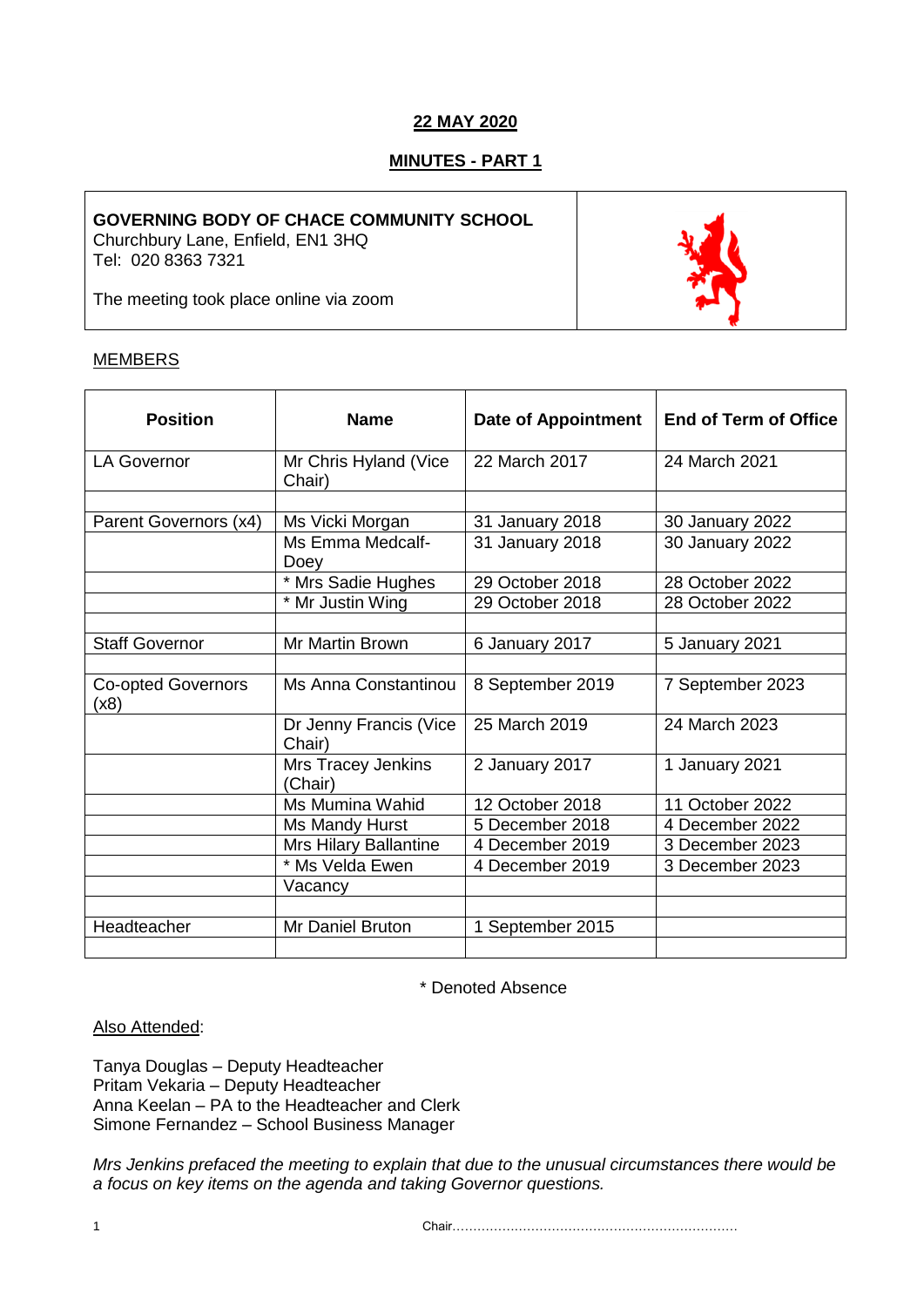**22 MAY 2020**

**MINUTES - PART 1**

**GOVERNING BODY OF CHACE COMMUNITY SCHOOL**
Churchbury Lane, Enfield, EN1 3HQ
Tel: 020 8363 7321

The meeting took place online via zoom

MEMBERS

| Position | Name | Date of Appointment | End of Term of Office |
|---|---|---|---|
| LA Governor | Mr Chris Hyland (Vice Chair) | 22 March 2017 | 24 March 2021 |
| | | | |
| Parent Governors (x4) | Ms Vicki Morgan | 31 January 2018 | 30 January 2022 |
| | Ms Emma Medcalf-Doey | 31 January 2018 | 30 January 2022 |
| | * Mrs Sadie Hughes | 29 October 2018 | 28 October 2022 |
| | * Mr Justin Wing | 29 October 2018 | 28 October 2022 |
| | | | |
| Staff Governor | Mr Martin Brown | 6 January 2017 | 5 January 2021 |
| | | | |
| Co-opted Governors (x8) | Ms Anna Constantinou | 8 September 2019 | 7 September 2023 |
| | Dr Jenny Francis (Vice Chair) | 25 March 2019 | 24 March 2023 |
| | Mrs Tracey Jenkins (Chair) | 2 January 2017 | 1 January 2021 |
| | Ms Mumina Wahid | 12 October 2018 | 11 October 2022 |
| | Ms Mandy Hurst | 5 December 2018 | 4 December 2022 |
| | Mrs Hilary Ballantine | 4 December 2019 | 3 December 2023 |
| | * Ms Velda Ewen | 4 December 2019 | 3 December 2023 |
| | Vacancy | | |
| | | | |
| Headteacher | Mr Daniel Bruton | 1 September 2015 | |
| | | | |

\* Denoted Absence

Also Attended:

Tanya Douglas – Deputy Headteacher
Pritam Vekaria – Deputy Headteacher
Anna Keelan – PA to the Headteacher and Clerk
Simone Fernandez – School Business Manager

*Mrs Jenkins prefaced the meeting to explain that due to the unusual circumstances there would be a focus on key items on the agenda and taking Governor questions.*

Chair……………………………………………………………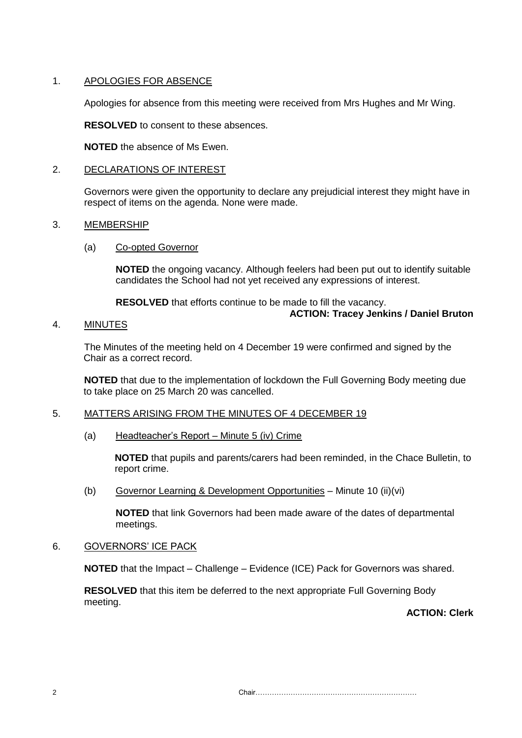## 1. APOLOGIES FOR ABSENCE

Apologies for absence from this meeting were received from Mrs Hughes and Mr Wing.

**RESOLVED** to consent to these absences.

**NOTED** the absence of Ms Ewen.

## 2. DECLARATIONS OF INTEREST

Governors were given the opportunity to declare any prejudicial interest they might have in respect of items on the agenda. None were made.

## 3. MEMBERSHIP

### (a) Co-opted Governor

**NOTED** the ongoing vacancy. Although feelers had been put out to identify suitable candidates the School had not yet received any expressions of interest.

**RESOLVED** that efforts continue to be made to fill the vacancy.

**ACTION: Tracey Jenkins / Daniel Bruton**

## 4. MINUTES

The Minutes of the meeting held on 4 December 19 were confirmed and signed by the Chair as a correct record.

**NOTED** that due to the implementation of lockdown the Full Governing Body meeting due to take place on 25 March 20 was cancelled.

## 5. MATTERS ARISING FROM THE MINUTES OF 4 DECEMBER 19

### (a) Headteacher's Report – Minute 5 (iv) Crime

**NOTED** that pupils and parents/carers had been reminded, in the Chace Bulletin, to report crime.

### (b) Governor Learning & Development Opportunities – Minute 10 (ii)(vi)

**NOTED** that link Governors had been made aware of the dates of departmental meetings.

## 6. GOVERNORS' ICE PACK

**NOTED** that the Impact – Challenge – Evidence (ICE) Pack for Governors was shared.

**RESOLVED** that this item be deferred to the next appropriate Full Governing Body meeting.

**ACTION: Clerk**

Chair……………………………………………………………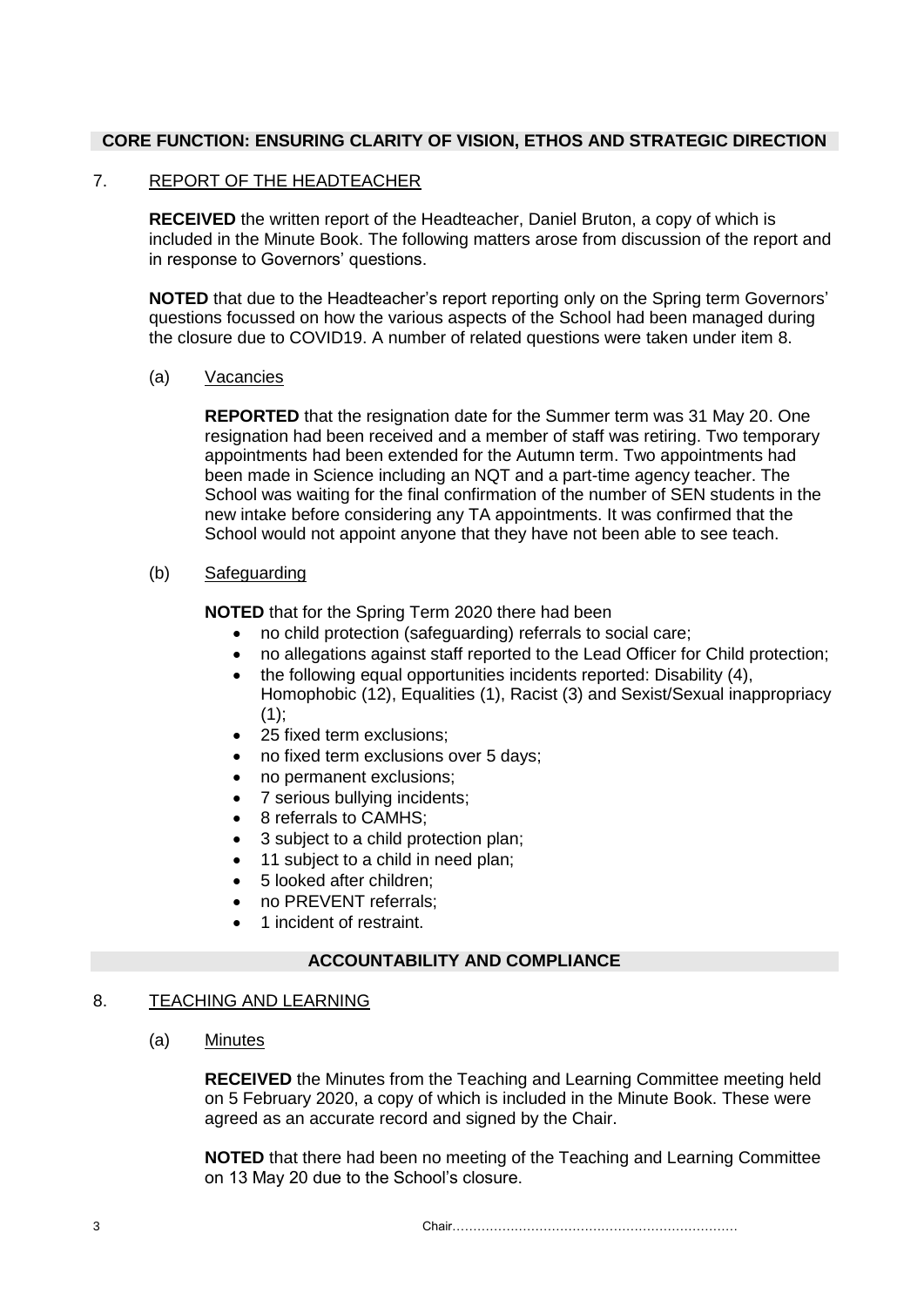**CORE FUNCTION: ENSURING CLARITY OF VISION, ETHOS AND STRATEGIC DIRECTION**

7. REPORT OF THE HEADTEACHER

**RECEIVED** the written report of the Headteacher, Daniel Bruton, a copy of which is included in the Minute Book. The following matters arose from discussion of the report and in response to Governors' questions.

**NOTED** that due to the Headteacher's report reporting only on the Spring term Governors' questions focussed on how the various aspects of the School had been managed during the closure due to COVID19. A number of related questions were taken under item 8.

(a) Vacancies

**REPORTED** that the resignation date for the Summer term was 31 May 20. One resignation had been received and a member of staff was retiring. Two temporary appointments had been extended for the Autumn term. Two appointments had been made in Science including an NQT and a part-time agency teacher. The School was waiting for the final confirmation of the number of SEN students in the new intake before considering any TA appointments. It was confirmed that the School would not appoint anyone that they have not been able to see teach.

(b) Safeguarding

**NOTED** that for the Spring Term 2020 there had been

- no child protection (safeguarding) referrals to social care;
- no allegations against staff reported to the Lead Officer for Child protection;
- the following equal opportunities incidents reported: Disability (4), Homophobic (12), Equalities (1), Racist (3) and Sexist/Sexual inappropriacy (1);
- 25 fixed term exclusions;
- no fixed term exclusions over 5 days;
- no permanent exclusions;
- 7 serious bullying incidents;
- 8 referrals to CAMHS;
- 3 subject to a child protection plan;
- 11 subject to a child in need plan;
- 5 looked after children;
- no PREVENT referrals;
- 1 incident of restraint.

**ACCOUNTABILITY AND COMPLIANCE**

8. TEACHING AND LEARNING

(a) Minutes

**RECEIVED** the Minutes from the Teaching and Learning Committee meeting held on 5 February 2020, a copy of which is included in the Minute Book. These were agreed as an accurate record and signed by the Chair.

**NOTED** that there had been no meeting of the Teaching and Learning Committee on 13 May 20 due to the School's closure.

Chair……………………………………………………………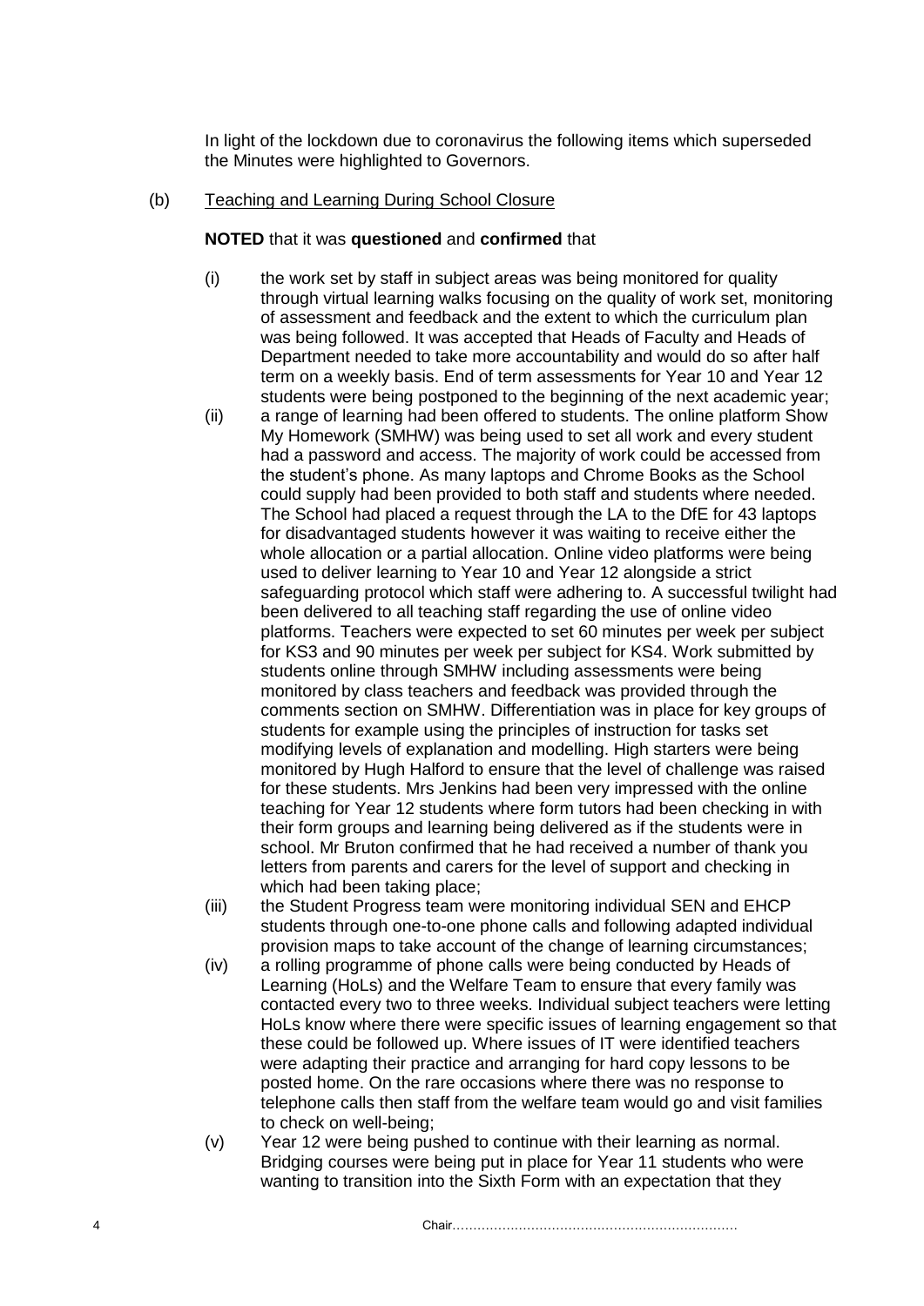In light of the lockdown due to coronavirus the following items which superseded the Minutes were highlighted to Governors.

(b) Teaching and Learning During School Closure

**NOTED** that it was **questioned** and **confirmed** that

(i) the work set by staff in subject areas was being monitored for quality through virtual learning walks focusing on the quality of work set, monitoring of assessment and feedback and the extent to which the curriculum plan was being followed. It was accepted that Heads of Faculty and Heads of Department needed to take more accountability and would do so after half term on a weekly basis. End of term assessments for Year 10 and Year 12 students were being postponed to the beginning of the next academic year;

(ii) a range of learning had been offered to students. The online platform Show My Homework (SMHW) was being used to set all work and every student had a password and access. The majority of work could be accessed from the student's phone. As many laptops and Chrome Books as the School could supply had been provided to both staff and students where needed. The School had placed a request through the LA to the DfE for 43 laptops for disadvantaged students however it was waiting to receive either the whole allocation or a partial allocation. Online video platforms were being used to deliver learning to Year 10 and Year 12 alongside a strict safeguarding protocol which staff were adhering to. A successful twilight had been delivered to all teaching staff regarding the use of online video platforms. Teachers were expected to set 60 minutes per week per subject for KS3 and 90 minutes per week per subject for KS4. Work submitted by students online through SMHW including assessments were being monitored by class teachers and feedback was provided through the comments section on SMHW. Differentiation was in place for key groups of students for example using the principles of instruction for tasks set modifying levels of explanation and modelling. High starters were being monitored by Hugh Halford to ensure that the level of challenge was raised for these students. Mrs Jenkins had been very impressed with the online teaching for Year 12 students where form tutors had been checking in with their form groups and learning being delivered as if the students were in school. Mr Bruton confirmed that he had received a number of thank you letters from parents and carers for the level of support and checking in which had been taking place;

(iii) the Student Progress team were monitoring individual SEN and EHCP students through one-to-one phone calls and following adapted individual provision maps to take account of the change of learning circumstances;

(iv) a rolling programme of phone calls were being conducted by Heads of Learning (HoLs) and the Welfare Team to ensure that every family was contacted every two to three weeks. Individual subject teachers were letting HoLs know where there were specific issues of learning engagement so that these could be followed up. Where issues of IT were identified teachers were adapting their practice and arranging for hard copy lessons to be posted home. On the rare occasions where there was no response to telephone calls then staff from the welfare team would go and visit families to check on well-being;

(v) Year 12 were being pushed to continue with their learning as normal. Bridging courses were being put in place for Year 11 students who were wanting to transition into the Sixth Form with an expectation that they

Chair……………………………………………………………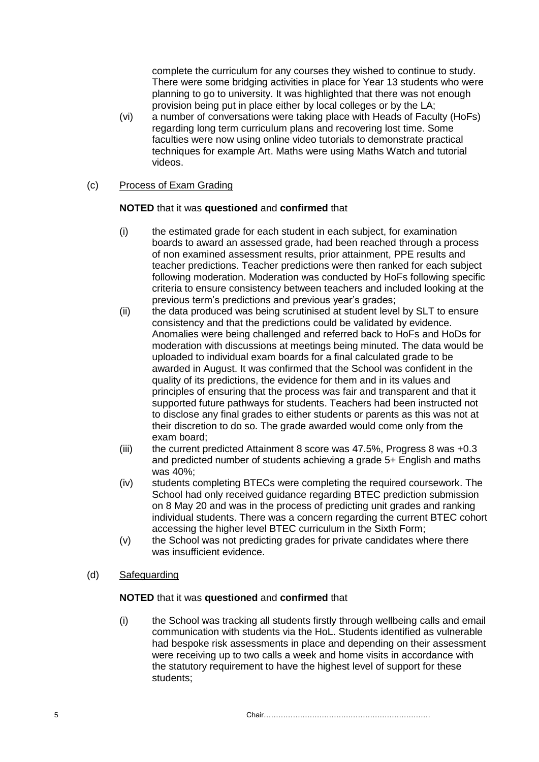complete the curriculum for any courses they wished to continue to study. There were some bridging activities in place for Year 13 students who were planning to go to university. It was highlighted that there was not enough provision being put in place either by local colleges or by the LA;

(vi) a number of conversations were taking place with Heads of Faculty (HoFs) regarding long term curriculum plans and recovering lost time. Some faculties were now using online video tutorials to demonstrate practical techniques for example Art. Maths were using Maths Watch and tutorial videos.

(c) Process of Exam Grading

**NOTED** that it was **questioned** and **confirmed** that

(i) the estimated grade for each student in each subject, for examination boards to award an assessed grade, had been reached through a process of non examined assessment results, prior attainment, PPE results and teacher predictions. Teacher predictions were then ranked for each subject following moderation. Moderation was conducted by HoFs following specific criteria to ensure consistency between teachers and included looking at the previous term's predictions and previous year's grades;

(ii) the data produced was being scrutinised at student level by SLT to ensure consistency and that the predictions could be validated by evidence. Anomalies were being challenged and referred back to HoFs and HoDs for moderation with discussions at meetings being minuted. The data would be uploaded to individual exam boards for a final calculated grade to be awarded in August. It was confirmed that the School was confident in the quality of its predictions, the evidence for them and in its values and principles of ensuring that the process was fair and transparent and that it supported future pathways for students. Teachers had been instructed not to disclose any final grades to either students or parents as this was not at their discretion to do so. The grade awarded would come only from the exam board;

(iii) the current predicted Attainment 8 score was 47.5%, Progress 8 was +0.3 and predicted number of students achieving a grade 5+ English and maths was 40%;

(iv) students completing BTECs were completing the required coursework. The School had only received guidance regarding BTEC prediction submission on 8 May 20 and was in the process of predicting unit grades and ranking individual students. There was a concern regarding the current BTEC cohort accessing the higher level BTEC curriculum in the Sixth Form;

(v) the School was not predicting grades for private candidates where there was insufficient evidence.

(d) Safeguarding

**NOTED** that it was **questioned** and **confirmed** that

(i) the School was tracking all students firstly through wellbeing calls and email communication with students via the HoL. Students identified as vulnerable had bespoke risk assessments in place and depending on their assessment were receiving up to two calls a week and home visits in accordance with the statutory requirement to have the highest level of support for these students;

Chair……………………………………………………………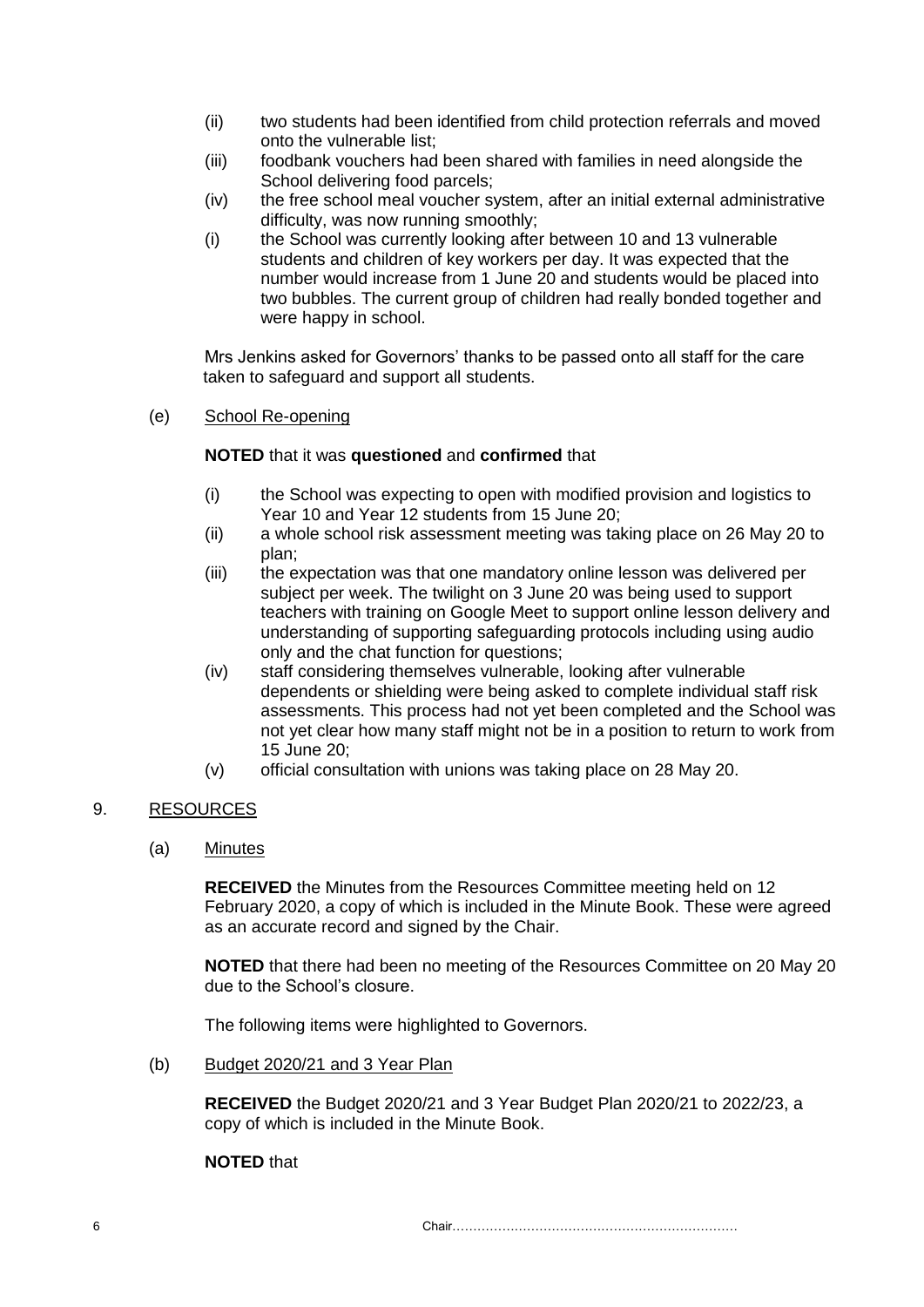(ii) two students had been identified from child protection referrals and moved onto the vulnerable list;

(iii) foodbank vouchers had been shared with families in need alongside the School delivering food parcels;

(iv) the free school meal voucher system, after an initial external administrative difficulty, was now running smoothly;

(i) the School was currently looking after between 10 and 13 vulnerable students and children of key workers per day. It was expected that the number would increase from 1 June 20 and students would be placed into two bubbles. The current group of children had really bonded together and were happy in school.

Mrs Jenkins asked for Governors' thanks to be passed onto all staff for the care taken to safeguard and support all students.

(e) School Re-opening

**NOTED** that it was **questioned** and **confirmed** that

(i) the School was expecting to open with modified provision and logistics to Year 10 and Year 12 students from 15 June 20;

(ii) a whole school risk assessment meeting was taking place on 26 May 20 to plan;

(iii) the expectation was that one mandatory online lesson was delivered per subject per week. The twilight on 3 June 20 was being used to support teachers with training on Google Meet to support online lesson delivery and understanding of supporting safeguarding protocols including using audio only and the chat function for questions;

(iv) staff considering themselves vulnerable, looking after vulnerable dependents or shielding were being asked to complete individual staff risk assessments. This process had not yet been completed and the School was not yet clear how many staff might not be in a position to return to work from 15 June 20;

(v) official consultation with unions was taking place on 28 May 20.

## 9. RESOURCES

(a) Minutes

**RECEIVED** the Minutes from the Resources Committee meeting held on 12 February 2020, a copy of which is included in the Minute Book. These were agreed as an accurate record and signed by the Chair.

**NOTED** that there had been no meeting of the Resources Committee on 20 May 20 due to the School's closure.

The following items were highlighted to Governors.

(b) Budget 2020/21 and 3 Year Plan

**RECEIVED** the Budget 2020/21 and 3 Year Budget Plan 2020/21 to 2022/23, a copy of which is included in the Minute Book.

**NOTED** that

Chair……………………………………………………………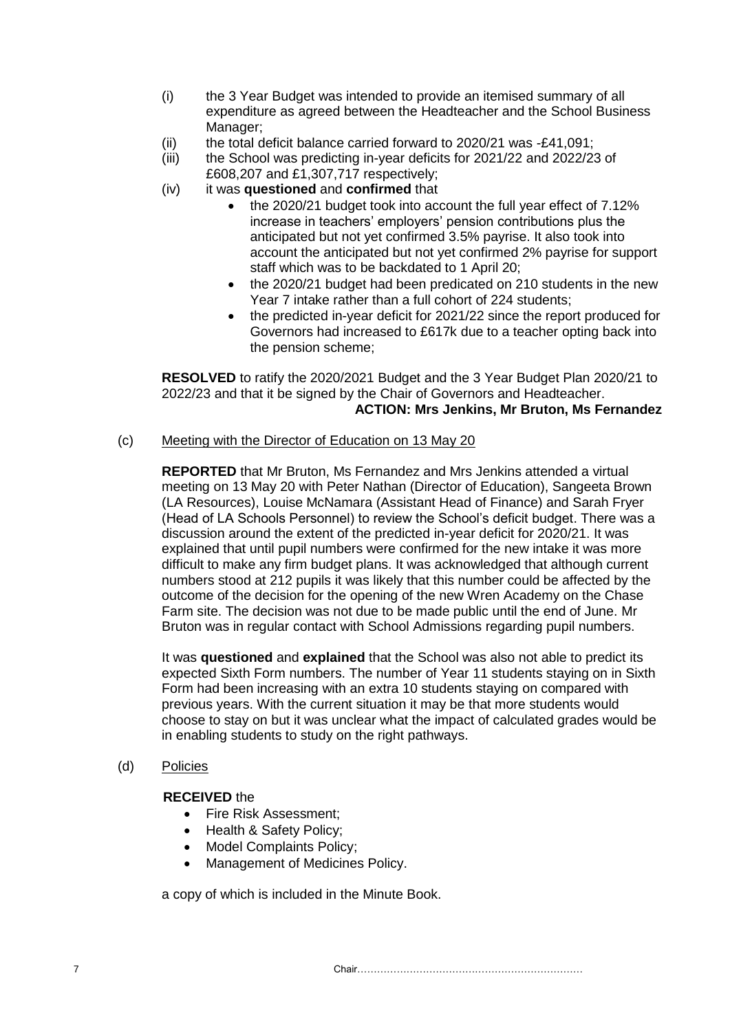(i) the 3 Year Budget was intended to provide an itemised summary of all expenditure as agreed between the Headteacher and the School Business Manager;

(ii) the total deficit balance carried forward to 2020/21 was -£41,091;

(iii) the School was predicting in-year deficits for 2021/22 and 2022/23 of £608,207 and £1,307,717 respectively;

(iv) it was **questioned** and **confirmed** that

- the 2020/21 budget took into account the full year effect of 7.12% increase in teachers' employers' pension contributions plus the anticipated but not yet confirmed 3.5% payrise. It also took into account the anticipated but not yet confirmed 2% payrise for support staff which was to be backdated to 1 April 20;
- the 2020/21 budget had been predicated on 210 students in the new Year 7 intake rather than a full cohort of 224 students;
- the predicted in-year deficit for 2021/22 since the report produced for Governors had increased to £617k due to a teacher opting back into the pension scheme;

**RESOLVED** to ratify the 2020/2021 Budget and the 3 Year Budget Plan 2020/21 to 2022/23 and that it be signed by the Chair of Governors and Headteacher.

**ACTION: Mrs Jenkins, Mr Bruton, Ms Fernandez**

(c) Meeting with the Director of Education on 13 May 20

**REPORTED** that Mr Bruton, Ms Fernandez and Mrs Jenkins attended a virtual meeting on 13 May 20 with Peter Nathan (Director of Education), Sangeeta Brown (LA Resources), Louise McNamara (Assistant Head of Finance) and Sarah Fryer (Head of LA Schools Personnel) to review the School's deficit budget. There was a discussion around the extent of the predicted in-year deficit for 2020/21. It was explained that until pupil numbers were confirmed for the new intake it was more difficult to make any firm budget plans. It was acknowledged that although current numbers stood at 212 pupils it was likely that this number could be affected by the outcome of the decision for the opening of the new Wren Academy on the Chase Farm site. The decision was not due to be made public until the end of June. Mr Bruton was in regular contact with School Admissions regarding pupil numbers.

It was **questioned** and **explained** that the School was also not able to predict its expected Sixth Form numbers. The number of Year 11 students staying on in Sixth Form had been increasing with an extra 10 students staying on compared with previous years. With the current situation it may be that more students would choose to stay on but it was unclear what the impact of calculated grades would be in enabling students to study on the right pathways.

(d) Policies

**RECEIVED** the

- Fire Risk Assessment;
- Health & Safety Policy;
- Model Complaints Policy;
- Management of Medicines Policy.

a copy of which is included in the Minute Book.

Chair……………………………………………………………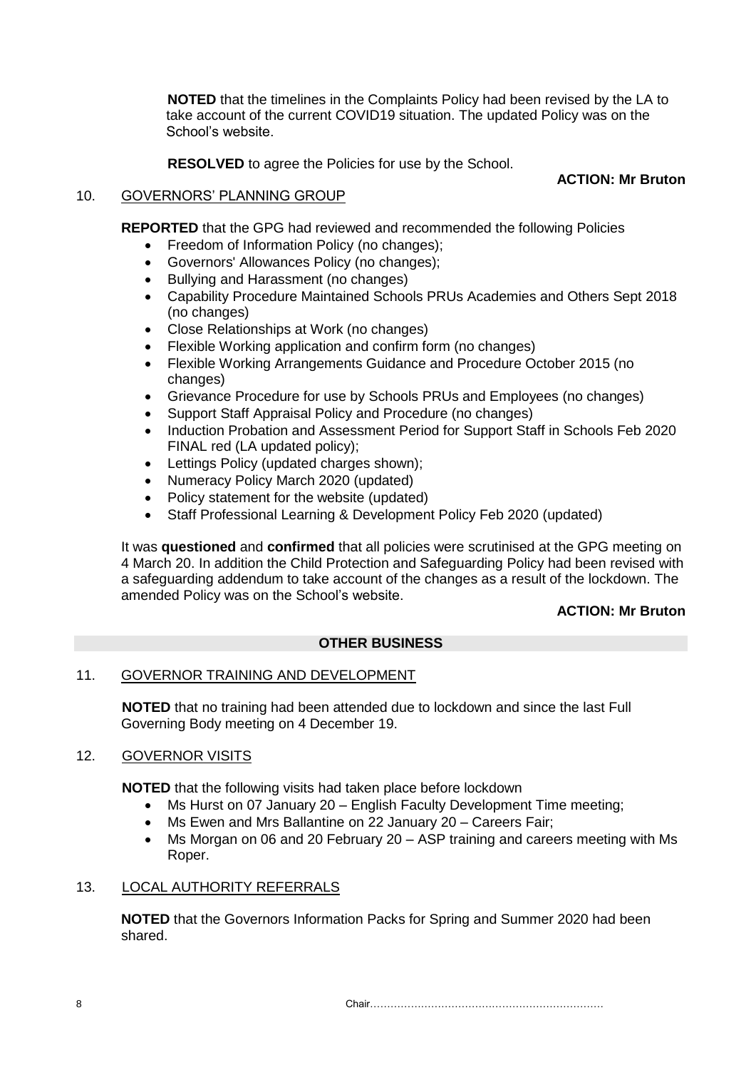**NOTED** that the timelines in the Complaints Policy had been revised by the LA to take account of the current COVID19 situation. The updated Policy was on the School's website.

**RESOLVED** to agree the Policies for use by the School.

**ACTION: Mr Bruton**

10. GOVERNORS' PLANNING GROUP

**REPORTED** that the GPG had reviewed and recommended the following Policies

- Freedom of Information Policy (no changes);
- Governors' Allowances Policy (no changes);
- Bullying and Harassment (no changes)
- Capability Procedure Maintained Schools PRUs Academies and Others Sept 2018 (no changes)
- Close Relationships at Work (no changes)
- Flexible Working application and confirm form (no changes)
- Flexible Working Arrangements Guidance and Procedure October 2015 (no changes)
- Grievance Procedure for use by Schools PRUs and Employees (no changes)
- Support Staff Appraisal Policy and Procedure (no changes)
- Induction Probation and Assessment Period for Support Staff in Schools Feb 2020 FINAL red (LA updated policy);
- Lettings Policy (updated charges shown);
- Numeracy Policy March 2020 (updated)
- Policy statement for the website (updated)
- Staff Professional Learning & Development Policy Feb 2020 (updated)

It was **questioned** and **confirmed** that all policies were scrutinised at the GPG meeting on 4 March 20. In addition the Child Protection and Safeguarding Policy had been revised with a safeguarding addendum to take account of the changes as a result of the lockdown. The amended Policy was on the School's website.

**ACTION: Mr Bruton**

**OTHER BUSINESS**

11. GOVERNOR TRAINING AND DEVELOPMENT

**NOTED** that no training had been attended due to lockdown and since the last Full Governing Body meeting on 4 December 19.

12. GOVERNOR VISITS

**NOTED** that the following visits had taken place before lockdown

- Ms Hurst on 07 January 20 – English Faculty Development Time meeting;
- Ms Ewen and Mrs Ballantine on 22 January 20 – Careers Fair;
- Ms Morgan on 06 and 20 February 20 – ASP training and careers meeting with Ms Roper.

13. LOCAL AUTHORITY REFERRALS

**NOTED** that the Governors Information Packs for Spring and Summer 2020 had been shared.

Chair……………………………………………………………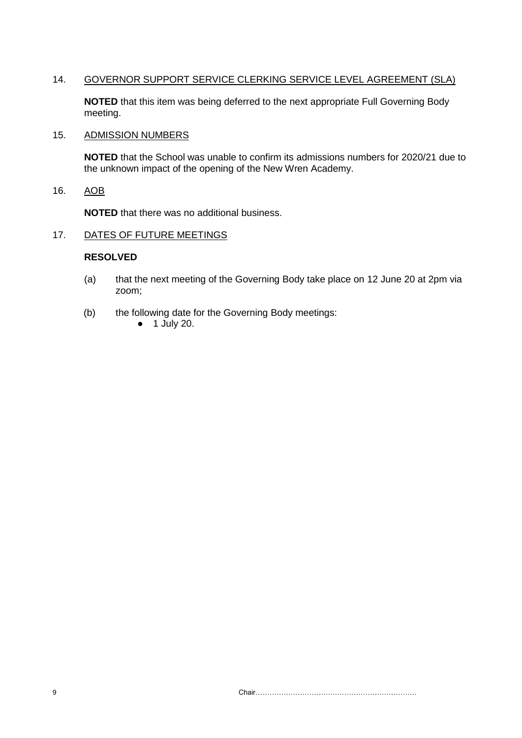14. <u>GOVERNOR SUPPORT SERVICE CLERKING SERVICE LEVEL AGREEMENT (SLA)</u>

**NOTED** that this item was being deferred to the next appropriate Full Governing Body meeting.

15. <u>ADMISSION NUMBERS</u>

**NOTED** that the School was unable to confirm its admissions numbers for 2020/21 due to the unknown impact of the opening of the New Wren Academy.

16. <u>AOB</u>

**NOTED** that there was no additional business.

17. <u>DATES OF FUTURE MEETINGS</u>

**RESOLVED**

(a) that the next meeting of the Governing Body take place on 12 June 20 at 2pm via zoom;

(b) the following date for the Governing Body meetings:
- 1 July 20.

Chair……………………………………………………………